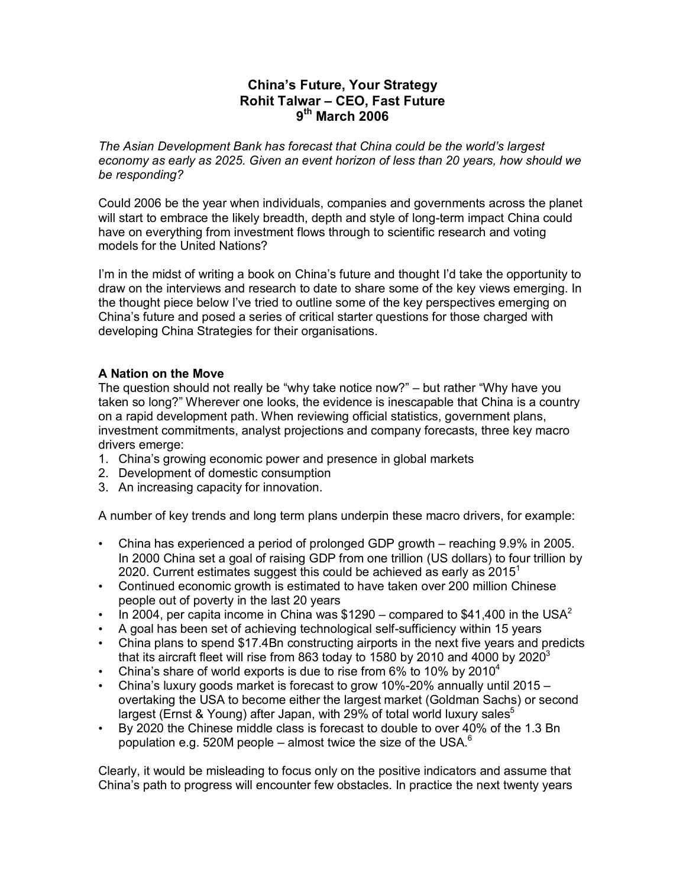# China's Future, Your Strategy
## Rohit Talwar – CEO, Fast Future
## 9th March 2006

*The Asian Development Bank has forecast that China could be the world's largest economy as early as 2025. Given an event horizon of less than 20 years, how should we be responding?*

Could 2006 be the year when individuals, companies and governments across the planet will start to embrace the likely breadth, depth and style of long-term impact China could have on everything from investment flows through to scientific research and voting models for the United Nations?

I'm in the midst of writing a book on China's future and thought I'd take the opportunity to draw on the interviews and research to date to share some of the key views emerging. In the thought piece below I've tried to outline some of the key perspectives emerging on China's future and posed a series of critical starter questions for those charged with developing China Strategies for their organisations.

### A Nation on the Move

The question should not really be "why take notice now?" – but rather "Why have you taken so long?" Wherever one looks, the evidence is inescapable that China is a country on a rapid development path. When reviewing official statistics, government plans, investment commitments, analyst projections and company forecasts, three key macro drivers emerge:

1. China's growing economic power and presence in global markets
2. Development of domestic consumption
3. An increasing capacity for innovation.

A number of key trends and long term plans underpin these macro drivers, for example:

- China has experienced a period of prolonged GDP growth – reaching 9.9% in 2005. In 2000 China set a goal of raising GDP from one trillion (US dollars) to four trillion by 2020. Current estimates suggest this could be achieved as early as 2015[1]
- Continued economic growth is estimated to have taken over 200 million Chinese people out of poverty in the last 20 years
- In 2004, per capita income in China was $1290 – compared to $41,400 in the USA[2]
- A goal has been set of achieving technological self-sufficiency within 15 years
- China plans to spend $17.4Bn constructing airports in the next five years and predicts that its aircraft fleet will rise from 863 today to 1580 by 2010 and 4000 by 2020[3]
- China's share of world exports is due to rise from 6% to 10% by 2010[4]
- China's luxury goods market is forecast to grow 10%-20% annually until 2015 – overtaking the USA to become either the largest market (Goldman Sachs) or second largest (Ernst & Young) after Japan, with 29% of total world luxury sales[5]
- By 2020 the Chinese middle class is forecast to double to over 40% of the 1.3 Bn population e.g. 520M people – almost twice the size of the USA.[6]

Clearly, it would be misleading to focus only on the positive indicators and assume that China's path to progress will encounter few obstacles. In practice the next twenty years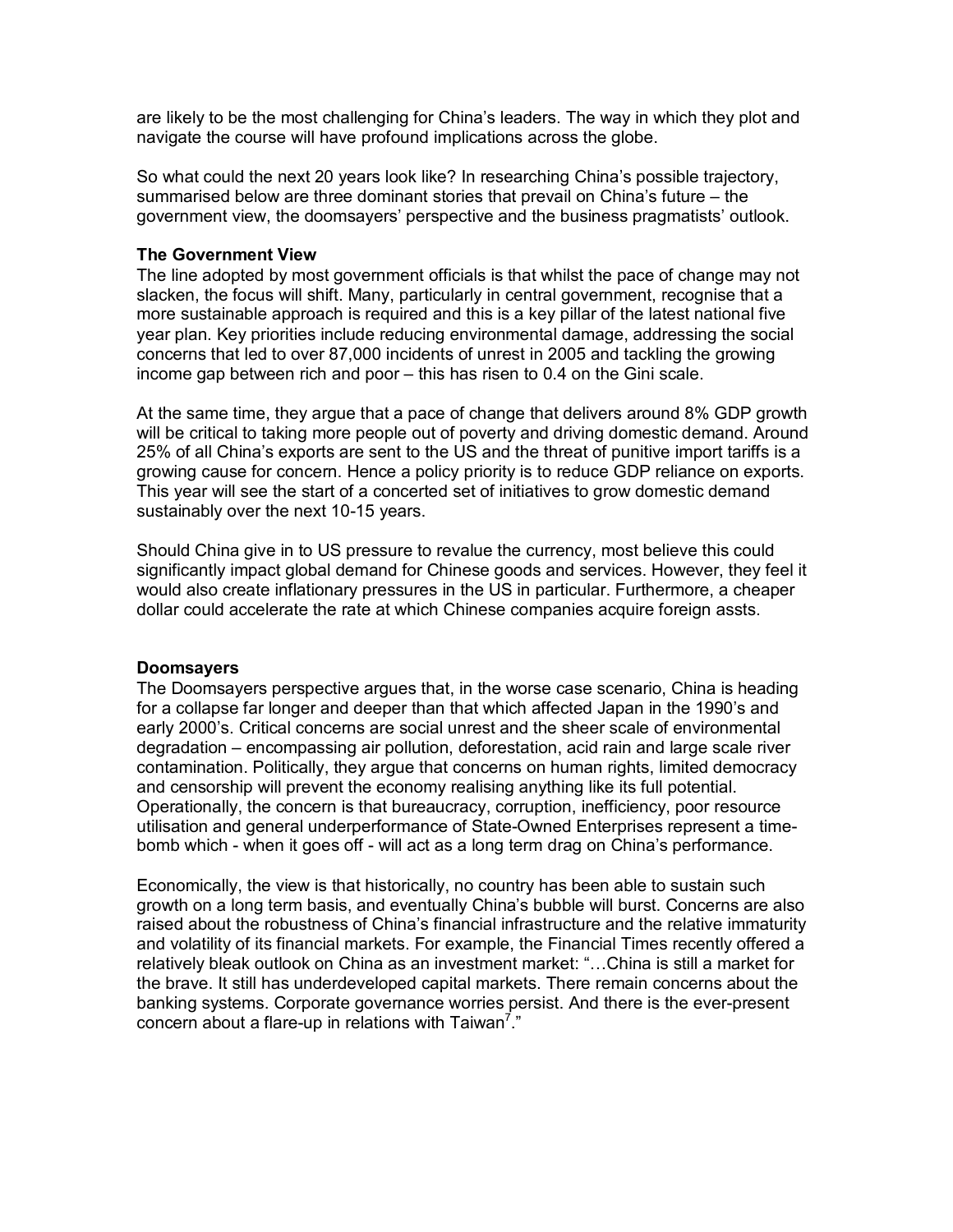are likely to be the most challenging for China's leaders. The way in which they plot and navigate the course will have profound implications across the globe.

So what could the next 20 years look like? In researching China's possible trajectory, summarised below are three dominant stories that prevail on China's future – the government view, the doomsayers' perspective and the business pragmatists' outlook.

**The Government View**

The line adopted by most government officials is that whilst the pace of change may not slacken, the focus will shift. Many, particularly in central government, recognise that a more sustainable approach is required and this is a key pillar of the latest national five year plan. Key priorities include reducing environmental damage, addressing the social concerns that led to over 87,000 incidents of unrest in 2005 and tackling the growing income gap between rich and poor – this has risen to 0.4 on the Gini scale.

At the same time, they argue that a pace of change that delivers around 8% GDP growth will be critical to taking more people out of poverty and driving domestic demand. Around 25% of all China's exports are sent to the US and the threat of punitive import tariffs is a growing cause for concern. Hence a policy priority is to reduce GDP reliance on exports. This year will see the start of a concerted set of initiatives to grow domestic demand sustainably over the next 10-15 years.

Should China give in to US pressure to revalue the currency, most believe this could significantly impact global demand for Chinese goods and services. However, they feel it would also create inflationary pressures in the US in particular. Furthermore, a cheaper dollar could accelerate the rate at which Chinese companies acquire foreign assts.

**Doomsayers**

The Doomsayers perspective argues that, in the worse case scenario, China is heading for a collapse far longer and deeper than that which affected Japan in the 1990's and early 2000's. Critical concerns are social unrest and the sheer scale of environmental degradation – encompassing air pollution, deforestation, acid rain and large scale river contamination. Politically, they argue that concerns on human rights, limited democracy and censorship will prevent the economy realising anything like its full potential. Operationally, the concern is that bureaucracy, corruption, inefficiency, poor resource utilisation and general underperformance of State-Owned Enterprises represent a time-bomb which - when it goes off - will act as a long term drag on China's performance.

Economically, the view is that historically, no country has been able to sustain such growth on a long term basis, and eventually China's bubble will burst. Concerns are also raised about the robustness of China's financial infrastructure and the relative immaturity and volatility of its financial markets. For example, the Financial Times recently offered a relatively bleak outlook on China as an investment market: "…China is still a market for the brave. It still has underdeveloped capital markets. There remain concerns about the banking systems. Corporate governance worries persist. And there is the ever-present concern about a flare-up in relations with Taiwan[7]."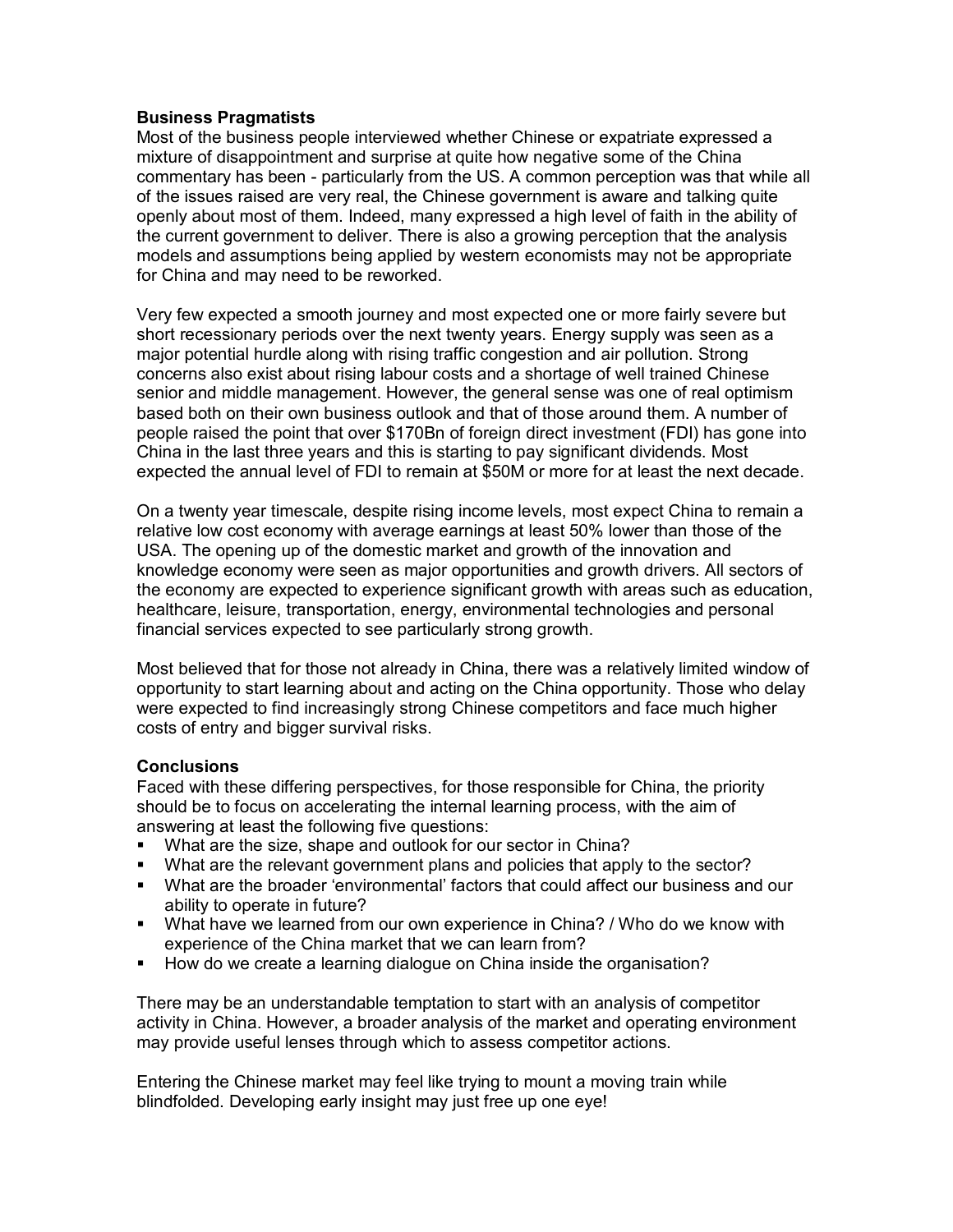**Business Pragmatists**

Most of the business people interviewed whether Chinese or expatriate expressed a mixture of disappointment and surprise at quite how negative some of the China commentary has been - particularly from the US. A common perception was that while all of the issues raised are very real, the Chinese government is aware and talking quite openly about most of them. Indeed, many expressed a high level of faith in the ability of the current government to deliver. There is also a growing perception that the analysis models and assumptions being applied by western economists may not be appropriate for China and may need to be reworked.

Very few expected a smooth journey and most expected one or more fairly severe but short recessionary periods over the next twenty years. Energy supply was seen as a major potential hurdle along with rising traffic congestion and air pollution. Strong concerns also exist about rising labour costs and a shortage of well trained Chinese senior and middle management. However, the general sense was one of real optimism based both on their own business outlook and that of those around them. A number of people raised the point that over $170Bn of foreign direct investment (FDI) has gone into China in the last three years and this is starting to pay significant dividends. Most expected the annual level of FDI to remain at $50M or more for at least the next decade.

On a twenty year timescale, despite rising income levels, most expect China to remain a relative low cost economy with average earnings at least 50% lower than those of the USA. The opening up of the domestic market and growth of the innovation and knowledge economy were seen as major opportunities and growth drivers. All sectors of the economy are expected to experience significant growth with areas such as education, healthcare, leisure, transportation, energy, environmental technologies and personal financial services expected to see particularly strong growth.

Most believed that for those not already in China, there was a relatively limited window of opportunity to start learning about and acting on the China opportunity. Those who delay were expected to find increasingly strong Chinese competitors and face much higher costs of entry and bigger survival risks.

**Conclusions**

Faced with these differing perspectives, for those responsible for China, the priority should be to focus on accelerating the internal learning process, with the aim of answering at least the following five questions:

- What are the size, shape and outlook for our sector in China?
- What are the relevant government plans and policies that apply to the sector?
- What are the broader 'environmental' factors that could affect our business and our ability to operate in future?
- What have we learned from our own experience in China? / Who do we know with experience of the China market that we can learn from?
- How do we create a learning dialogue on China inside the organisation?

There may be an understandable temptation to start with an analysis of competitor activity in China. However, a broader analysis of the market and operating environment may provide useful lenses through which to assess competitor actions.

Entering the Chinese market may feel like trying to mount a moving train while blindfolded. Developing early insight may just free up one eye!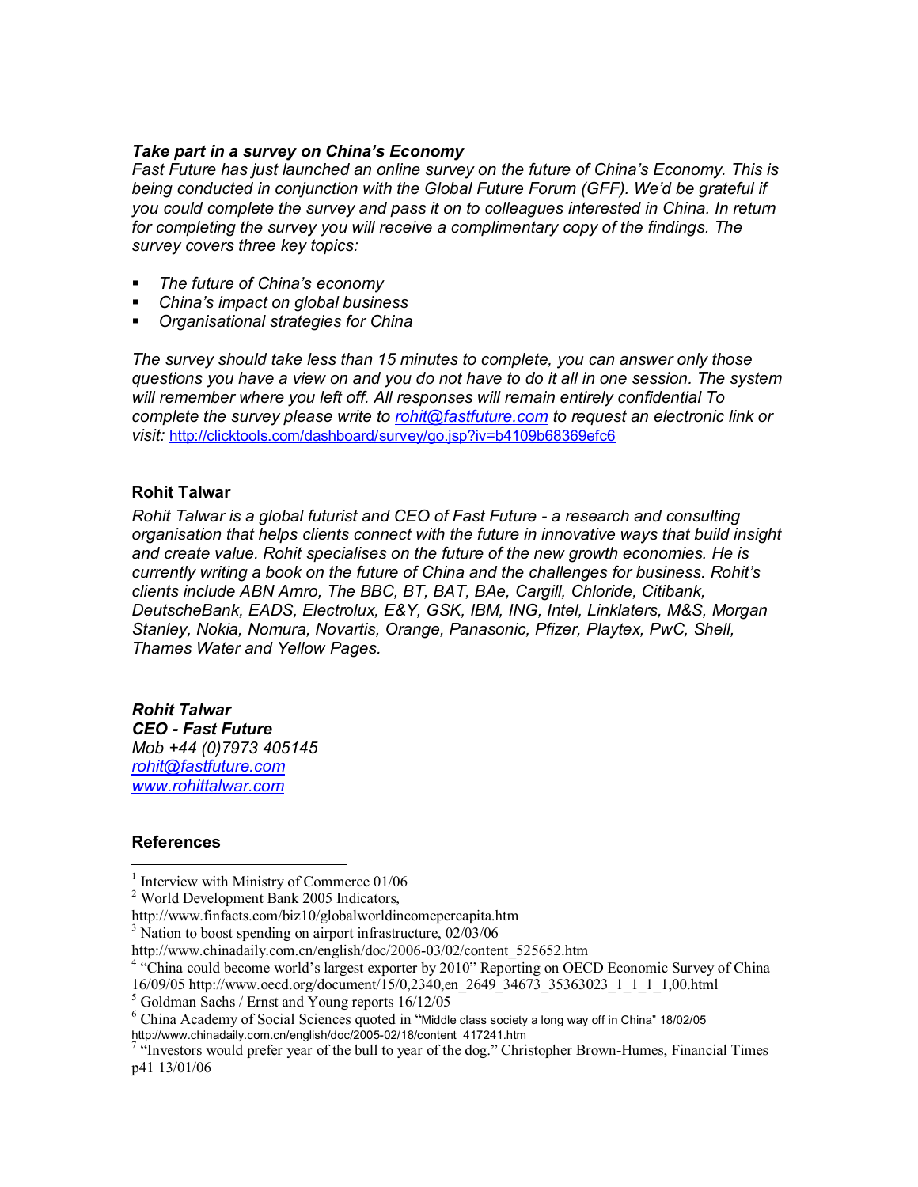***Take part in a survey on China's Economy***

*Fast Future has just launched an online survey on the future of China's Economy. This is being conducted in conjunction with the Global Future Forum (GFF). We'd be grateful if you could complete the survey and pass it on to colleagues interested in China. In return for completing the survey you will receive a complimentary copy of the findings. The survey covers three key topics:*

- *The future of China's economy*
- *China's impact on global business*
- *Organisational strategies for China*

*The survey should take less than 15 minutes to complete, you can answer only those questions you have a view on and you do not have to do it all in one session. The system will remember where you left off. All responses will remain entirely confidential To complete the survey please write to [rohit@fastfuture.com](mailto:rohit@fastfuture.com) to request an electronic link or visit:* http://clicktools.com/dashboard/survey/go.jsp?iv=b4109b68369efc6

**Rohit Talwar**

*Rohit Talwar is a global futurist and CEO of Fast Future - a research and consulting organisation that helps clients connect with the future in innovative ways that build insight and create value. Rohit specialises on the future of the new growth economies. He is currently writing a book on the future of China and the challenges for business. Rohit's clients include ABN Amro, The BBC, BT, BAT, BAe, Cargill, Chloride, Citibank, DeutscheBank, EADS, Electrolux, E&Y, GSK, IBM, ING, Intel, Linklaters, M&S, Morgan Stanley, Nokia, Nomura, Novartis, Orange, Panasonic, Pfizer, Playtex, PwC, Shell, Thames Water and Yellow Pages.*

***Rohit Talwar***
***CEO - Fast Future***
*Mob +44 (0)7973 405145*
*[rohit@fastfuture.com](mailto:rohit@fastfuture.com)*
*[www.rohittalwar.com](http://www.rohittalwar.com)*

**References**

[1] Interview with Ministry of Commerce 01/06

[2] World Development Bank 2005 Indicators, http://www.finfacts.com/biz10/globalworldincomepercapita.htm

[3] Nation to boost spending on airport infrastructure, 02/03/06 http://www.chinadaily.com.cn/english/doc/2006-03/02/content_525652.htm

[4] "China could become world's largest exporter by 2010" Reporting on OECD Economic Survey of China 16/09/05 http://www.oecd.org/document/15/0,2340,en_2649_34673_35363023_1_1_1_1,00.html

[5] Goldman Sachs / Ernst and Young reports 16/12/05

[6] China Academy of Social Sciences quoted in "Middle class society a long way off in China" 18/02/05 http://www.chinadaily.com.cn/english/doc/2005-02/18/content_417241.htm

[7] "Investors would prefer year of the bull to year of the dog." Christopher Brown-Humes, Financial Times p41 13/01/06